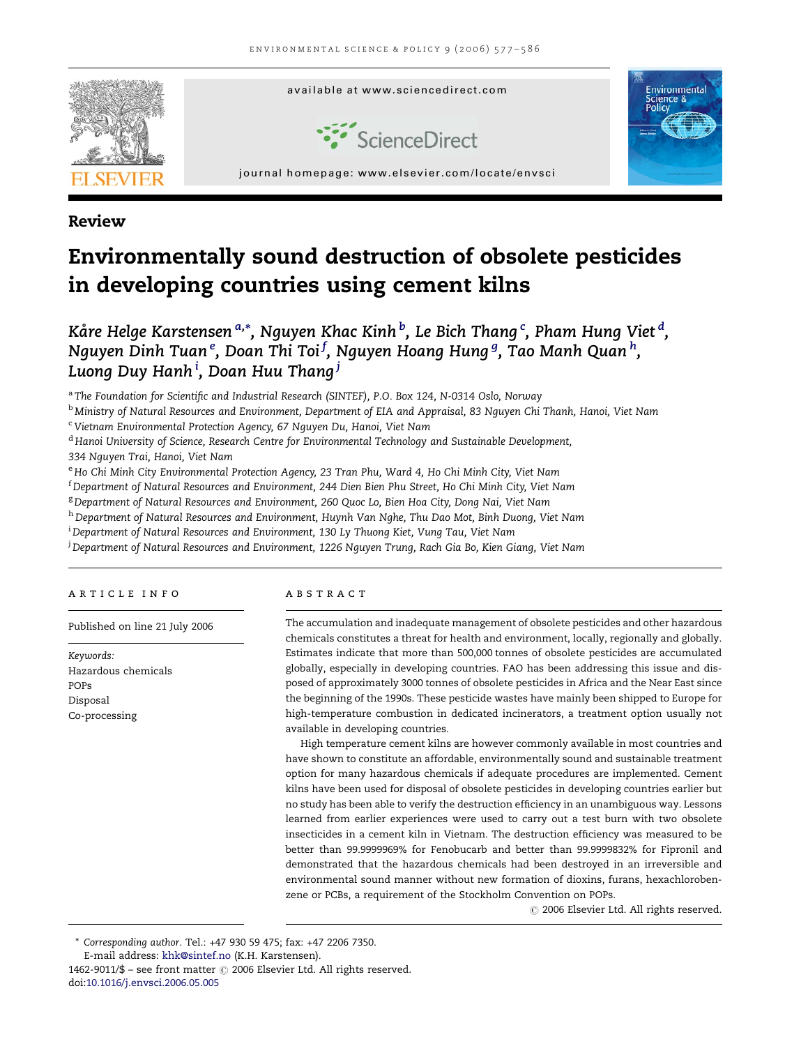Review

# Environmentally sound destruction of obsolete pesticides in developing countries using cement kilns

Kåre Helge Karstensen [a,*], Nguyen Khac Kinh [b], Le Bich Thang [c], Pham Hung Viet [d], Nguyen Dinh Tuan [e], Doan Thi Toi [f], Nguyen Hoang Hung [g], Tao Manh Quan [h], Luong Duy Hanh [i], Doan Huu Thang [j]

[a] The Foundation for Scientific and Industrial Research (SINTEF), P.O. Box 124, N-0314 Oslo, Norway
[b] Ministry of Natural Resources and Environment, Department of EIA and Appraisal, 83 Nguyen Chi Thanh, Hanoi, Viet Nam
[c] Vietnam Environmental Protection Agency, 67 Nguyen Du, Hanoi, Viet Nam
[d] Hanoi University of Science, Research Centre for Environmental Technology and Sustainable Development, 334 Nguyen Trai, Hanoi, Viet Nam
[e] Ho Chi Minh City Environmental Protection Agency, 23 Tran Phu, Ward 4, Ho Chi Minh City, Viet Nam
[f] Department of Natural Resources and Environment, 244 Dien Bien Phu Street, Ho Chi Minh City, Viet Nam
[g] Department of Natural Resources and Environment, 260 Quoc Lo, Bien Hoa City, Dong Nai, Viet Nam
[h] Department of Natural Resources and Environment, Huynh Van Nghe, Thu Dao Mot, Binh Duong, Viet Nam
[i] Department of Natural Resources and Environment, 130 Ly Thuong Kiet, Vung Tau, Viet Nam
[j] Department of Natural Resources and Environment, 1226 Nguyen Trung, Rach Gia Bo, Kien Giang, Viet Nam

## ARTICLE INFO

Published on line 21 July 2006

*Keywords:*
Hazardous chemicals
POPs
Disposal
Co-processing

## ABSTRACT

The accumulation and inadequate management of obsolete pesticides and other hazardous chemicals constitutes a threat for health and environment, locally, regionally and globally. Estimates indicate that more than 500,000 tonnes of obsolete pesticides are accumulated globally, especially in developing countries. FAO has been addressing this issue and disposed of approximately 3000 tonnes of obsolete pesticides in Africa and the Near East since the beginning of the 1990s. These pesticide wastes have mainly been shipped to Europe for high-temperature combustion in dedicated incinerators, a treatment option usually not available in developing countries.

High temperature cement kilns are however commonly available in most countries and have shown to constitute an affordable, environmentally sound and sustainable treatment option for many hazardous chemicals if adequate procedures are implemented. Cement kilns have been used for disposal of obsolete pesticides in developing countries earlier but no study has been able to verify the destruction efficiency in an unambiguous way. Lessons learned from earlier experiences were used to carry out a test burn with two obsolete insecticides in a cement kiln in Vietnam. The destruction efficiency was measured to be better than 99.9999969% for Fenobucarb and better than 99.9999832% for Fipronil and demonstrated that the hazardous chemicals had been destroyed in an irreversible and environmental sound manner without new formation of dioxins, furans, hexachlorobenzene or PCBs, a requirement of the Stockholm Convention on POPs.

© 2006 Elsevier Ltd. All rights reserved.

---

\* *Corresponding author*. Tel.: +47 930 59 475; fax: +47 2206 7350.
E-mail address: khk@sintef.no (K.H. Karstensen).
1462-9011/$ – see front matter © 2006 Elsevier Ltd. All rights reserved.
doi:10.1016/j.envsci.2006.05.005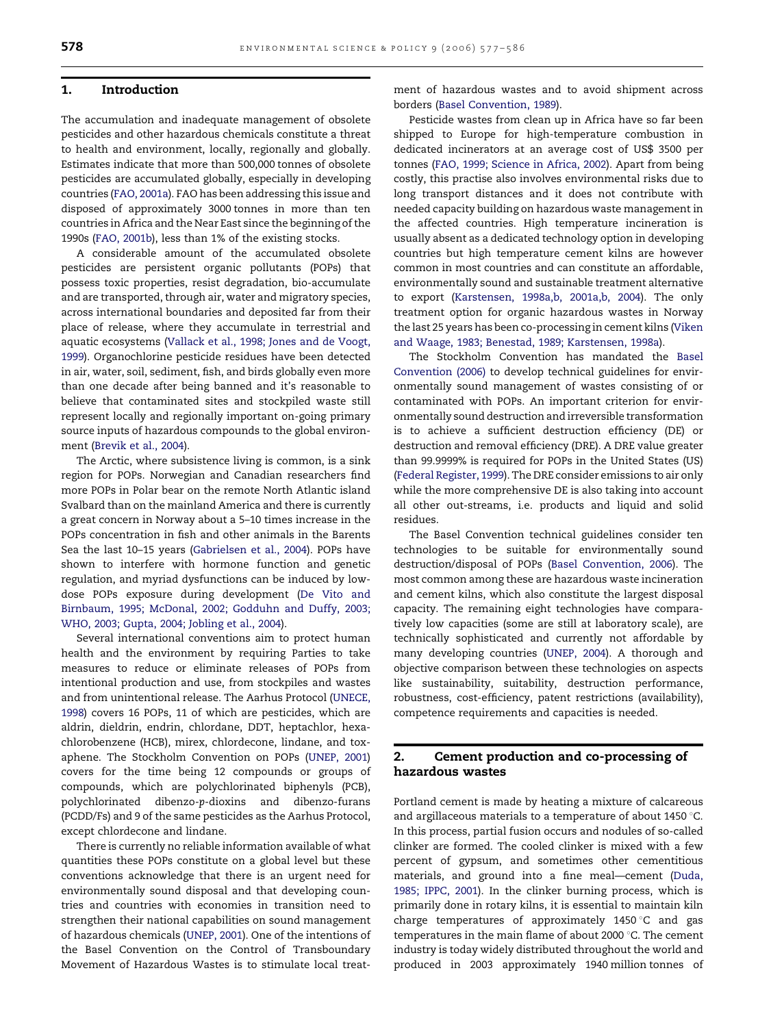## 1. Introduction

The accumulation and inadequate management of obsolete pesticides and other hazardous chemicals constitute a threat to health and environment, locally, regionally and globally. Estimates indicate that more than 500,000 tonnes of obsolete pesticides are accumulated globally, especially in developing countries (FAO, 2001a). FAO has been addressing this issue and disposed of approximately 3000 tonnes in more than ten countries in Africa and the Near East since the beginning of the 1990s (FAO, 2001b), less than 1% of the existing stocks.

A considerable amount of the accumulated obsolete pesticides are persistent organic pollutants (POPs) that possess toxic properties, resist degradation, bio-accumulate and are transported, through air, water and migratory species, across international boundaries and deposited far from their place of release, where they accumulate in terrestrial and aquatic ecosystems (Vallack et al., 1998; Jones and de Voogt, 1999). Organochlorine pesticide residues have been detected in air, water, soil, sediment, fish, and birds globally even more than one decade after being banned and it's reasonable to believe that contaminated sites and stockpiled waste still represent locally and regionally important on-going primary source inputs of hazardous compounds to the global environment (Brevik et al., 2004).

The Arctic, where subsistence living is common, is a sink region for POPs. Norwegian and Canadian researchers find more POPs in Polar bear on the remote North Atlantic island Svalbard than on the mainland America and there is currently a great concern in Norway about a 5–10 times increase in the POPs concentration in fish and other animals in the Barents Sea the last 10–15 years (Gabrielsen et al., 2004). POPs have shown to interfere with hormone function and genetic regulation, and myriad dysfunctions can be induced by low-dose POPs exposure during development (De Vito and Birnbaum, 1995; McDonal, 2002; Godduhn and Duffy, 2003; WHO, 2003; Gupta, 2004; Jobling et al., 2004).

Several international conventions aim to protect human health and the environment by requiring Parties to take measures to reduce or eliminate releases of POPs from intentional production and use, from stockpiles and wastes and from unintentional release. The Aarhus Protocol (UNECE, 1998) covers 16 POPs, 11 of which are pesticides, which are aldrin, dieldrin, endrin, chlordane, DDT, heptachlor, hexachlorobenzene (HCB), mirex, chlordecone, lindane, and toxaphene. The Stockholm Convention on POPs (UNEP, 2001) covers for the time being 12 compounds or groups of compounds, which are polychlorinated biphenyls (PCB), polychlorinated dibenzo-*p*-dioxins and dibenzo-furans (PCDD/Fs) and 9 of the same pesticides as the Aarhus Protocol, except chlordecone and lindane.

There is currently no reliable information available of what quantities these POPs constitute on a global level but these conventions acknowledge that there is an urgent need for environmentally sound disposal and that developing countries and countries with economies in transition need to strengthen their national capabilities on sound management of hazardous chemicals (UNEP, 2001). One of the intentions of the Basel Convention on the Control of Transboundary Movement of Hazardous Wastes is to stimulate local treatment of hazardous wastes and to avoid shipment across borders (Basel Convention, 1989).

Pesticide wastes from clean up in Africa have so far been shipped to Europe for high-temperature combustion in dedicated incinerators at an average cost of US$ 3500 per tonnes (FAO, 1999; Science in Africa, 2002). Apart from being costly, this practise also involves environmental risks due to long transport distances and it does not contribute with needed capacity building on hazardous waste management in the affected countries. High temperature incineration is usually absent as a dedicated technology option in developing countries but high temperature cement kilns are however common in most countries and can constitute an affordable, environmentally sound and sustainable treatment alternative to export (Karstensen, 1998a,b, 2001a,b, 2004). The only treatment option for organic hazardous wastes in Norway the last 25 years has been co-processing in cement kilns (Viken and Waage, 1983; Benestad, 1989; Karstensen, 1998a).

The Stockholm Convention has mandated the Basel Convention (2006) to develop technical guidelines for environmentally sound management of wastes consisting of or contaminated with POPs. An important criterion for environmentally sound destruction and irreversible transformation is to achieve a sufficient destruction efficiency (DE) or destruction and removal efficiency (DRE). A DRE value greater than 99.9999% is required for POPs in the United States (US) (Federal Register, 1999). The DRE consider emissions to air only while the more comprehensive DE is also taking into account all other out-streams, i.e. products and liquid and solid residues.

The Basel Convention technical guidelines consider ten technologies to be suitable for environmentally sound destruction/disposal of POPs (Basel Convention, 2006). The most common among these are hazardous waste incineration and cement kilns, which also constitute the largest disposal capacity. The remaining eight technologies have comparatively low capacities (some are still at laboratory scale), are technically sophisticated and currently not affordable by many developing countries (UNEP, 2004). A thorough and objective comparison between these technologies on aspects like sustainability, suitability, destruction performance, robustness, cost-efficiency, patent restrictions (availability), competence requirements and capacities is needed.

## 2. Cement production and co-processing of hazardous wastes

Portland cement is made by heating a mixture of calcareous and argillaceous materials to a temperature of about 1450 °C. In this process, partial fusion occurs and nodules of so-called clinker are formed. The cooled clinker is mixed with a few percent of gypsum, and sometimes other cementitious materials, and ground into a fine meal—cement (Duda, 1985; IPPC, 2001). In the clinker burning process, which is primarily done in rotary kilns, it is essential to maintain kiln charge temperatures of approximately 1450 °C and gas temperatures in the main flame of about 2000 °C. The cement industry is today widely distributed throughout the world and produced in 2003 approximately 1940 million tonnes of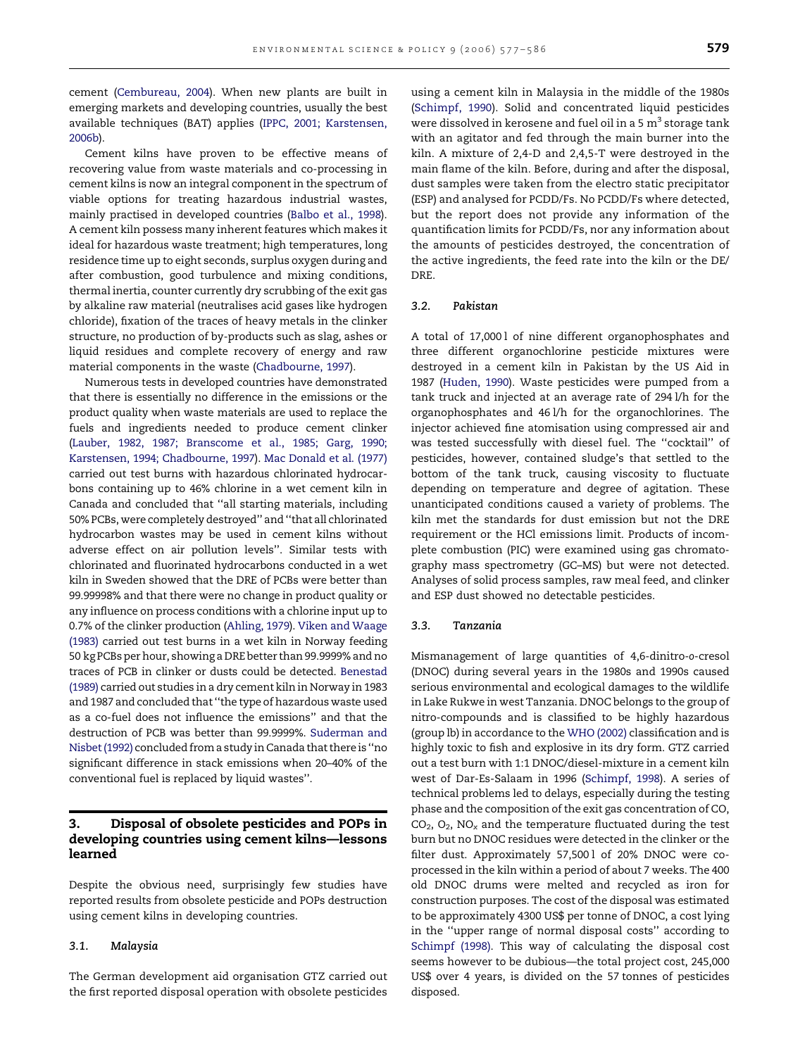cement (Cembureau, 2004). When new plants are built in emerging markets and developing countries, usually the best available techniques (BAT) applies (IPPC, 2001; Karstensen, 2006b).

Cement kilns have proven to be effective means of recovering value from waste materials and co-processing in cement kilns is now an integral component in the spectrum of viable options for treating hazardous industrial wastes, mainly practised in developed countries (Balbo et al., 1998). A cement kiln possess many inherent features which makes it ideal for hazardous waste treatment; high temperatures, long residence time up to eight seconds, surplus oxygen during and after combustion, good turbulence and mixing conditions, thermal inertia, counter currently dry scrubbing of the exit gas by alkaline raw material (neutralises acid gases like hydrogen chloride), fixation of the traces of heavy metals in the clinker structure, no production of by-products such as slag, ashes or liquid residues and complete recovery of energy and raw material components in the waste (Chadbourne, 1997).

Numerous tests in developed countries have demonstrated that there is essentially no difference in the emissions or the product quality when waste materials are used to replace the fuels and ingredients needed to produce cement clinker (Lauber, 1982, 1987; Branscome et al., 1985; Garg, 1990; Karstensen, 1994; Chadbourne, 1997). Mac Donald et al. (1977) carried out test burns with hazardous chlorinated hydrocarbons containing up to 46% chlorine in a wet cement kiln in Canada and concluded that ''all starting materials, including 50% PCBs, were completely destroyed'' and ''that all chlorinated hydrocarbon wastes may be used in cement kilns without adverse effect on air pollution levels''. Similar tests with chlorinated and fluorinated hydrocarbons conducted in a wet kiln in Sweden showed that the DRE of PCBs were better than 99.99998% and that there were no change in product quality or any influence on process conditions with a chlorine input up to 0.7% of the clinker production (Ahling, 1979). Viken and Waage (1983) carried out test burns in a wet kiln in Norway feeding 50 kg PCBs per hour, showing a DRE better than 99.9999% and no traces of PCB in clinker or dusts could be detected. Benestad (1989) carried out studies in a dry cement kiln in Norway in 1983 and 1987 and concluded that ''the type of hazardous waste used as a co-fuel does not influence the emissions'' and that the destruction of PCB was better than 99.9999%. Suderman and Nisbet (1992) concluded from a study in Canada that there is ''no significant difference in stack emissions when 20–40% of the conventional fuel is replaced by liquid wastes''.

## 3. Disposal of obsolete pesticides and POPs in developing countries using cement kilns—lessons learned

Despite the obvious need, surprisingly few studies have reported results from obsolete pesticide and POPs destruction using cement kilns in developing countries.

### 3.1. Malaysia

The German development aid organisation GTZ carried out the first reported disposal operation with obsolete pesticides using a cement kiln in Malaysia in the middle of the 1980s (Schimpf, 1990). Solid and concentrated liquid pesticides were dissolved in kerosene and fuel oil in a 5 $m^3$ storage tank with an agitator and fed through the main burner into the kiln. A mixture of 2,4-D and 2,4,5-T were destroyed in the main flame of the kiln. Before, during and after the disposal, dust samples were taken from the electro static precipitator (ESP) and analysed for PCDD/Fs. No PCDD/Fs where detected, but the report does not provide any information of the quantification limits for PCDD/Fs, nor any information about the amounts of pesticides destroyed, the concentration of the active ingredients, the feed rate into the kiln or the DE/DRE.

### 3.2. Pakistan

A total of 17,000 l of nine different organophosphates and three different organochlorine pesticide mixtures were destroyed in a cement kiln in Pakistan by the US Aid in 1987 (Huden, 1990). Waste pesticides were pumped from a tank truck and injected at an average rate of 294 l/h for the organophosphates and 46 l/h for the organochlorines. The injector achieved fine atomisation using compressed air and was tested successfully with diesel fuel. The ''cocktail'' of pesticides, however, contained sludge's that settled to the bottom of the tank truck, causing viscosity to fluctuate depending on temperature and degree of agitation. These unanticipated conditions caused a variety of problems. The kiln met the standards for dust emission but not the DRE requirement or the HCl emissions limit. Products of incomplete combustion (PIC) were examined using gas chromatography mass spectrometry (GC–MS) but were not detected. Analyses of solid process samples, raw meal feed, and clinker and ESP dust showed no detectable pesticides.

### 3.3. Tanzania

Mismanagement of large quantities of 4,6-dinitro-*o*-cresol (DNOC) during several years in the 1980s and 1990s caused serious environmental and ecological damages to the wildlife in Lake Rukwe in west Tanzania. DNOC belongs to the group of nitro-compounds and is classified to be highly hazardous (group lb) in accordance to the WHO (2002) classification and is highly toxic to fish and explosive in its dry form. GTZ carried out a test burn with 1:1 DNOC/diesel-mixture in a cement kiln west of Dar-Es-Salaam in 1996 (Schimpf, 1998). A series of technical problems led to delays, especially during the testing phase and the composition of the exit gas concentration of CO, $CO_2$, $O_2$, $NO_x$ and the temperature fluctuated during the test burn but no DNOC residues were detected in the clinker or the filter dust. Approximately 57,500 l of 20% DNOC were co-processed in the kiln within a period of about 7 weeks. The 400 old DNOC drums were melted and recycled as iron for construction purposes. The cost of the disposal was estimated to be approximately 4300 US$ per tonne of DNOC, a cost lying in the ''upper range of normal disposal costs'' according to Schimpf (1998). This way of calculating the disposal cost seems however to be dubious—the total project cost, 245,000 US$ over 4 years, is divided on the 57 tonnes of pesticides disposed.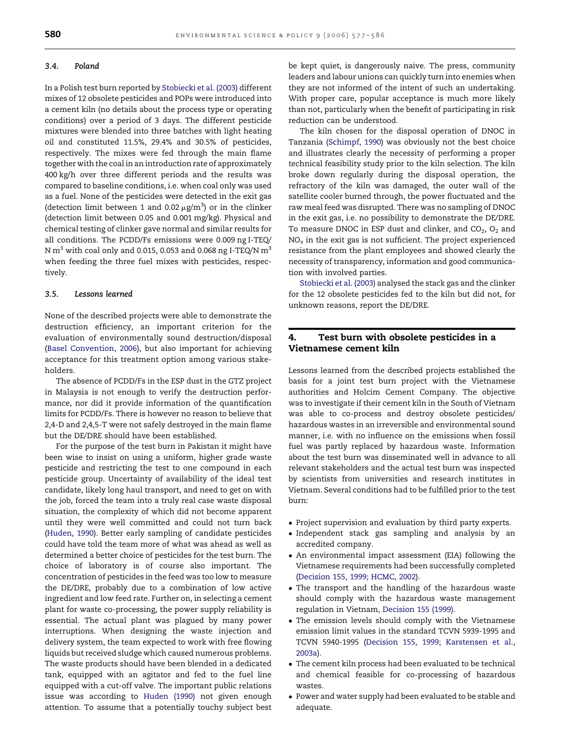### 3.4. Poland

In a Polish test burn reported by Stobiecki et al. (2003) different mixes of 12 obsolete pesticides and POPs were introduced into a cement kiln (no details about the process type or operating conditions) over a period of 3 days. The different pesticide mixtures were blended into three batches with light heating oil and constituted 11.5%, 29.4% and 30.5% of pesticides, respectively. The mixes were fed through the main flame together with the coal in an introduction rate of approximately 400 kg/h over three different periods and the results was compared to baseline conditions, i.e. when coal only was used as a fuel. None of the pesticides were detected in the exit gas (detection limit between 1 and 0.02 $\mu g/m^3$) or in the clinker (detection limit between 0.05 and 0.001 mg/kg). Physical and chemical testing of clinker gave normal and similar results for all conditions. The PCDD/Fs emissions were 0.009 ng I-TEQ/N $m^3$ with coal only and 0.015, 0.053 and 0.068 ng I-TEQ/N $m^3$ when feeding the three fuel mixes with pesticides, respectively.

### 3.5. Lessons learned

None of the described projects were able to demonstrate the destruction efficiency, an important criterion for the evaluation of environmentally sound destruction/disposal (Basel Convention, 2006), but also important for achieving acceptance for this treatment option among various stakeholders.

The absence of PCDD/Fs in the ESP dust in the GTZ project in Malaysia is not enough to verify the destruction performance, nor did it provide information of the quantification limits for PCDD/Fs. There is however no reason to believe that 2,4-D and 2,4,5-T were not safely destroyed in the main flame but the DE/DRE should have been established.

For the purpose of the test burn in Pakistan it might have been wise to insist on using a uniform, higher grade waste pesticide and restricting the test to one compound in each pesticide group. Uncertainty of availability of the ideal test candidate, likely long haul transport, and need to get on with the job, forced the team into a truly real case waste disposal situation, the complexity of which did not become apparent until they were well committed and could not turn back (Huden, 1990). Better early sampling of candidate pesticides could have told the team more of what was ahead as well as determined a better choice of pesticides for the test burn. The choice of laboratory is of course also important. The concentration of pesticides in the feed was too low to measure the DE/DRE, probably due to a combination of low active ingredient and low feed rate. Further on, in selecting a cement plant for waste co-processing, the power supply reliability is essential. The actual plant was plagued by many power interruptions. When designing the waste injection and delivery system, the team expected to work with free flowing liquids but received sludge which caused numerous problems. The waste products should have been blended in a dedicated tank, equipped with an agitator and fed to the fuel line equipped with a cut-off valve. The important public relations issue was according to Huden (1990) not given enough attention. To assume that a potentially touchy subject best be kept quiet, is dangerously naive. The press, community leaders and labour unions can quickly turn into enemies when they are not informed of the intent of such an undertaking. With proper care, popular acceptance is much more likely than not, particularly when the benefit of participating in risk reduction can be understood.

The kiln chosen for the disposal operation of DNOC in Tanzania (Schimpf, 1990) was obviously not the best choice and illustrates clearly the necessity of performing a proper technical feasibility study prior to the kiln selection. The kiln broke down regularly during the disposal operation, the refractory of the kiln was damaged, the outer wall of the satellite cooler burned through, the power fluctuated and the raw meal feed was disrupted. There was no sampling of DNOC in the exit gas, i.e. no possibility to demonstrate the DE/DRE. To measure DNOC in ESP dust and clinker, and $CO_2$, $O_2$ and $NO_x$ in the exit gas is not sufficient. The project experienced resistance from the plant employees and showed clearly the necessity of transparency, information and good communication with involved parties.

Stobiecki et al. (2003) analysed the stack gas and the clinker for the 12 obsolete pesticides fed to the kiln but did not, for unknown reasons, report the DE/DRE.

## 4. Test burn with obsolete pesticides in a Vietnamese cement kiln

Lessons learned from the described projects established the basis for a joint test burn project with the Vietnamese authorities and Holcim Cement Company. The objective was to investigate if their cement kiln in the South of Vietnam was able to co-process and destroy obsolete pesticides/hazardous wastes in an irreversible and environmental sound manner, i.e. with no influence on the emissions when fossil fuel was partly replaced by hazardous waste. Information about the test burn was disseminated well in advance to all relevant stakeholders and the actual test burn was inspected by scientists from universities and research institutes in Vietnam. Several conditions had to be fulfilled prior to the test burn:

- Project supervision and evaluation by third party experts.
- Independent stack gas sampling and analysis by an accredited company.
- An environmental impact assessment (EIA) following the Vietnamese requirements had been successfully completed (Decision 155, 1999; HCMC, 2002).
- The transport and the handling of the hazardous waste should comply with the hazardous waste management regulation in Vietnam, Decision 155 (1999).
- The emission levels should comply with the Vietnamese emission limit values in the standard TCVN 5939-1995 and TCVN 5940-1995 (Decision 155, 1999; Karstensen et al., 2003a).
- The cement kiln process had been evaluated to be technical and chemical feasible for co-processing of hazardous wastes.
- Power and water supply had been evaluated to be stable and adequate.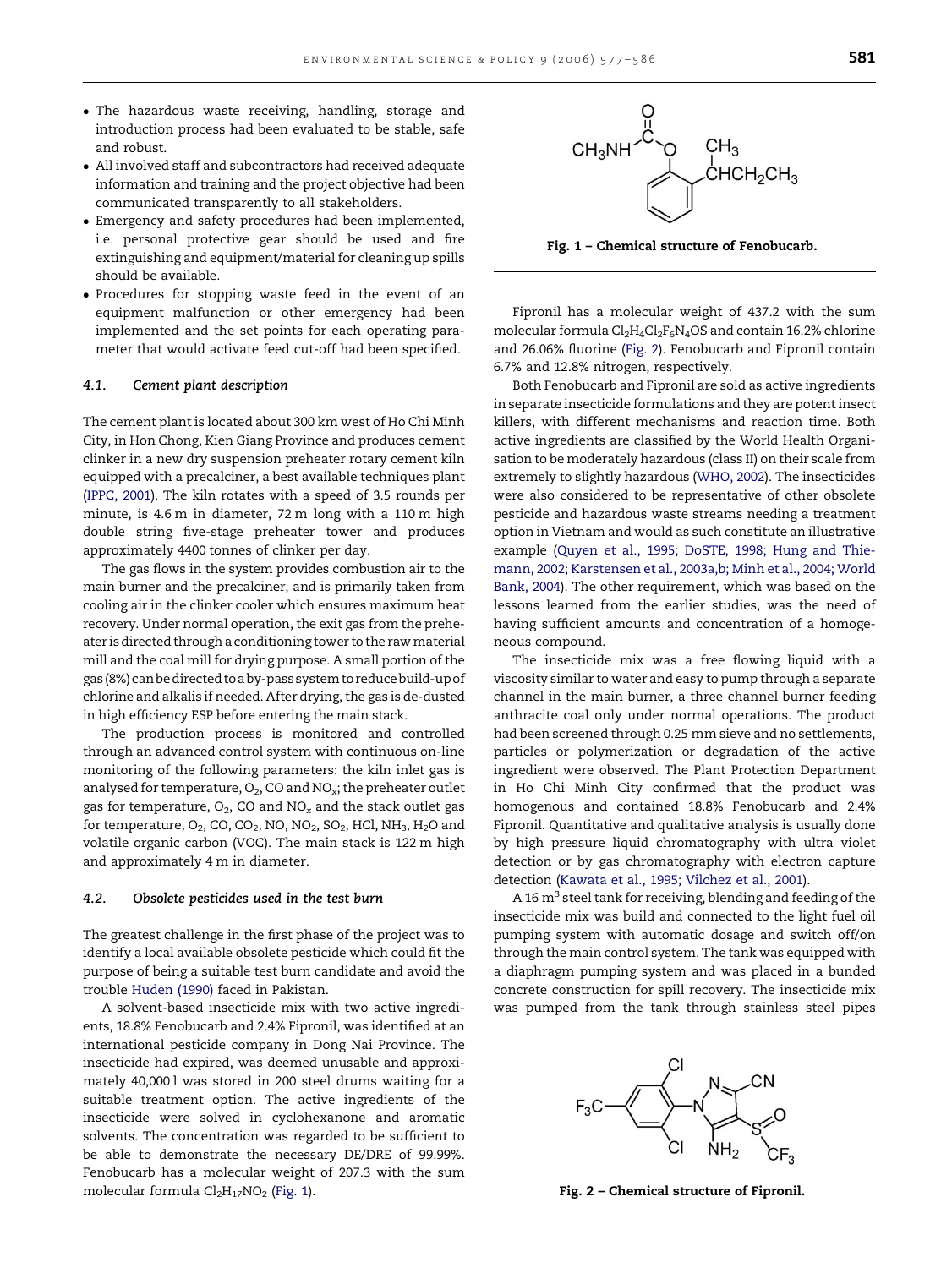- The hazardous waste receiving, handling, storage and introduction process had been evaluated to be stable, safe and robust.
- All involved staff and subcontractors had received adequate information and training and the project objective had been communicated transparently to all stakeholders.
- Emergency and safety procedures had been implemented, i.e. personal protective gear should be used and fire extinguishing and equipment/material for cleaning up spills should be available.
- Procedures for stopping waste feed in the event of an equipment malfunction or other emergency had been implemented and the set points for each operating parameter that would activate feed cut-off had been specified.

### 4.1. Cement plant description

The cement plant is located about 300 km west of Ho Chi Minh City, in Hon Chong, Kien Giang Province and produces cement clinker in a new dry suspension preheater rotary cement kiln equipped with a precalciner, a best available techniques plant (IPPC, 2001). The kiln rotates with a speed of 3.5 rounds per minute, is 4.6 m in diameter, 72 m long with a 110 m high double string five-stage preheater tower and produces approximately 4400 tonnes of clinker per day.

The gas flows in the system provides combustion air to the main burner and the precalciner, and is primarily taken from cooling air in the clinker cooler which ensures maximum heat recovery. Under normal operation, the exit gas from the preheater is directed through a conditioning tower to the raw material mill and the coal mill for drying purpose. A small portion of the gas (8%) can be directed to a by-pass system to reduce build-up of chlorine and alkalis if needed. After drying, the gas is de-dusted in high efficiency ESP before entering the main stack.

The production process is monitored and controlled through an advanced control system with continuous on-line monitoring of the following parameters: the kiln inlet gas is analysed for temperature, $O_2$, CO and $NO_x$; the preheater outlet gas for temperature, $O_2$, CO and $NO_x$ and the stack outlet gas for temperature, $O_2$, CO, $CO_2$, NO, $NO_2$, $SO_2$, HCl, $NH_3$, $H_2O$ and volatile organic carbon (VOC). The main stack is 122 m high and approximately 4 m in diameter.

### 4.2. Obsolete pesticides used in the test burn

The greatest challenge in the first phase of the project was to identify a local available obsolete pesticide which could fit the purpose of being a suitable test burn candidate and avoid the trouble Huden (1990) faced in Pakistan.

A solvent-based insecticide mix with two active ingredients, 18.8% Fenobucarb and 2.4% Fipronil, was identified at an international pesticide company in Dong Nai Province. The insecticide had expired, was deemed unusable and approximately 40,000 l was stored in 200 steel drums waiting for a suitable treatment option. The active ingredients of the insecticide were solved in cyclohexanone and aromatic solvents. The concentration was regarded to be sufficient to be able to demonstrate the necessary DE/DRE of 99.99%. Fenobucarb has a molecular weight of 207.3 with the sum molecular formula $Cl_2H_{17}NO_2$ (Fig. 1).

**Fig. 1 – Chemical structure of Fenobucarb.**

Fipronil has a molecular weight of 437.2 with the sum molecular formula $Cl_2H_4Cl_2F_6N_4OS$ and contain 16.2% chlorine and 26.06% fluorine (Fig. 2). Fenobucarb and Fipronil contain 6.7% and 12.8% nitrogen, respectively.

Both Fenobucarb and Fipronil are sold as active ingredients in separate insecticide formulations and they are potent insect killers, with different mechanisms and reaction time. Both active ingredients are classified by the World Health Organisation to be moderately hazardous (class II) on their scale from extremely to slightly hazardous (WHO, 2002). The insecticides were also considered to be representative of other obsolete pesticide and hazardous waste streams needing a treatment option in Vietnam and would as such constitute an illustrative example (Quyen et al., 1995; DoSTE, 1998; Hung and Thiemann, 2002; Karstensen et al., 2003a,b; Minh et al., 2004; World Bank, 2004). The other requirement, which was based on the lessons learned from the earlier studies, was the need of having sufficient amounts and concentration of a homogeneous compound.

The insecticide mix was a free flowing liquid with a viscosity similar to water and easy to pump through a separate channel in the main burner, a three channel burner feeding anthracite coal only under normal operations. The product had been screened through 0.25 mm sieve and no settlements, particles or polymerization or degradation of the active ingredient were observed. The Plant Protection Department in Ho Chi Minh City confirmed that the product was homogenous and contained 18.8% Fenobucarb and 2.4% Fipronil. Quantitative and qualitative analysis is usually done by high pressure liquid chromatography with ultra violet detection or by gas chromatography with electron capture detection (Kawata et al., 1995; Vilchez et al., 2001).

A 16 $m^3$ steel tank for receiving, blending and feeding of the insecticide mix was build and connected to the light fuel oil pumping system with automatic dosage and switch off/on through the main control system. The tank was equipped with a diaphragm pumping system and was placed in a bunded concrete construction for spill recovery. The insecticide mix was pumped from the tank through stainless steel pipes

**Fig. 2 – Chemical structure of Fipronil.**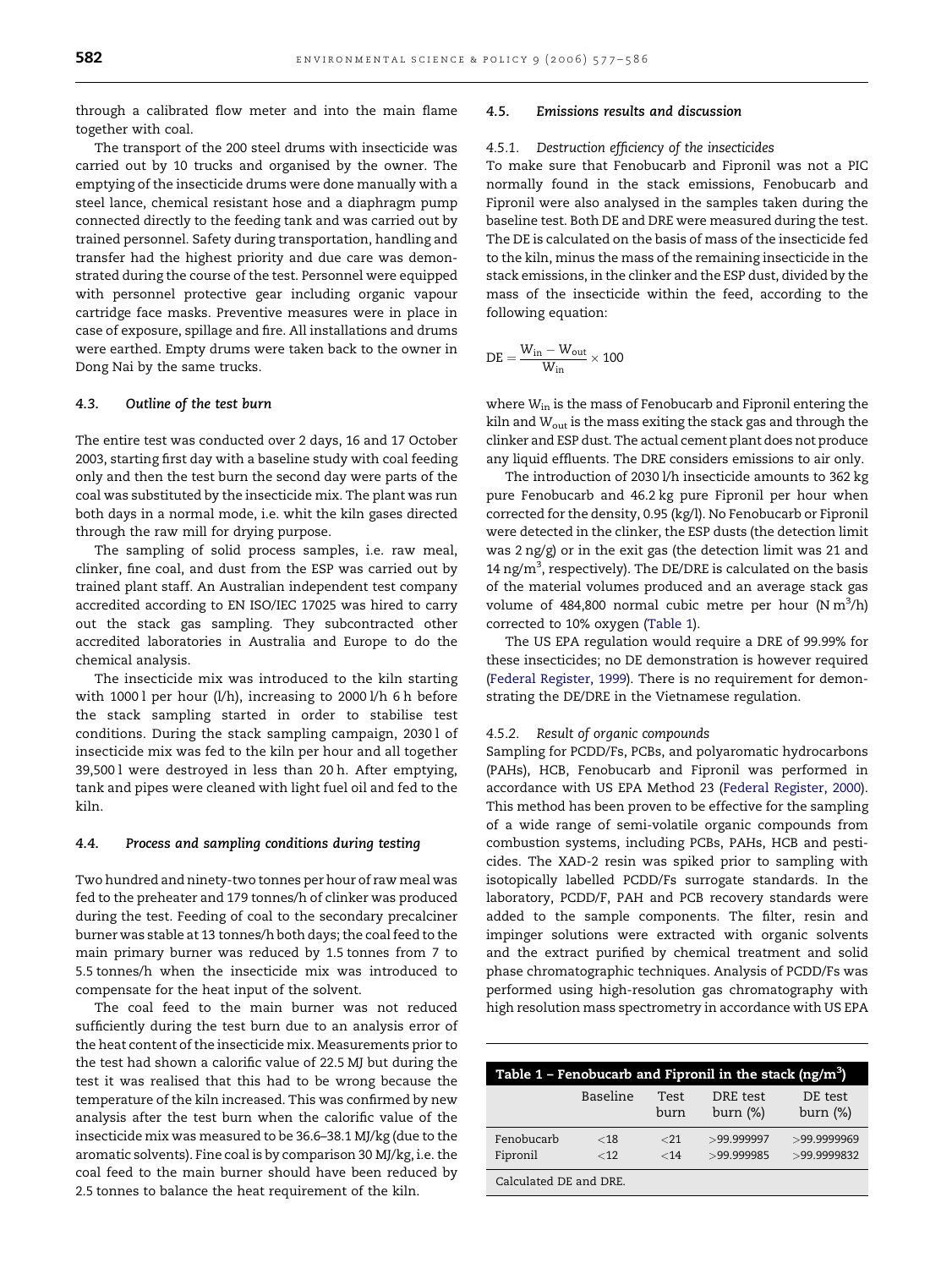through a calibrated flow meter and into the main flame together with coal.

The transport of the 200 steel drums with insecticide was carried out by 10 trucks and organised by the owner. The emptying of the insecticide drums were done manually with a steel lance, chemical resistant hose and a diaphragm pump connected directly to the feeding tank and was carried out by trained personnel. Safety during transportation, handling and transfer had the highest priority and due care was demonstrated during the course of the test. Personnel were equipped with personnel protective gear including organic vapour cartridge face masks. Preventive measures were in place in case of exposure, spillage and fire. All installations and drums were earthed. Empty drums were taken back to the owner in Dong Nai by the same trucks.

### 4.3. *Outline of the test burn*

The entire test was conducted over 2 days, 16 and 17 October 2003, starting first day with a baseline study with coal feeding only and then the test burn the second day were parts of the coal was substituted by the insecticide mix. The plant was run both days in a normal mode, i.e. whit the kiln gases directed through the raw mill for drying purpose.

The sampling of solid process samples, i.e. raw meal, clinker, fine coal, and dust from the ESP was carried out by trained plant staff. An Australian independent test company accredited according to EN ISO/IEC 17025 was hired to carry out the stack gas sampling. They subcontracted other accredited laboratories in Australia and Europe to do the chemical analysis.

The insecticide mix was introduced to the kiln starting with 1000 l per hour (l/h), increasing to 2000 l/h 6 h before the stack sampling started in order to stabilise test conditions. During the stack sampling campaign, 2030 l of insecticide mix was fed to the kiln per hour and all together 39,500 l were destroyed in less than 20 h. After emptying, tank and pipes were cleaned with light fuel oil and fed to the kiln.

### 4.4. *Process and sampling conditions during testing*

Two hundred and ninety-two tonnes per hour of raw meal was fed to the preheater and 179 tonnes/h of clinker was produced during the test. Feeding of coal to the secondary precalciner burner was stable at 13 tonnes/h both days; the coal feed to the main primary burner was reduced by 1.5 tonnes from 7 to 5.5 tonnes/h when the insecticide mix was introduced to compensate for the heat input of the solvent.

The coal feed to the main burner was not reduced sufficiently during the test burn due to an analysis error of the heat content of the insecticide mix. Measurements prior to the test had shown a calorific value of 22.5 MJ but during the test it was realised that this had to be wrong because the temperature of the kiln increased. This was confirmed by new analysis after the test burn when the calorific value of the insecticide mix was measured to be 36.6–38.1 MJ/kg (due to the aromatic solvents). Fine coal is by comparison 30 MJ/kg, i.e. the coal feed to the main burner should have been reduced by 2.5 tonnes to balance the heat requirement of the kiln.

### 4.5. *Emissions results and discussion*

#### 4.5.1. *Destruction efficiency of the insecticides*

To make sure that Fenobucarb and Fipronil was not a PIC normally found in the stack emissions, Fenobucarb and Fipronil were also analysed in the samples taken during the baseline test. Both DE and DRE were measured during the test. The DE is calculated on the basis of mass of the insecticide fed to the kiln, minus the mass of the remaining insecticide in the stack emissions, in the clinker and the ESP dust, divided by the mass of the insecticide within the feed, according to the following equation:

$$DE = \frac{W_{in} - W_{out}}{W_{in}} \times 100$$

where $W_{in}$ is the mass of Fenobucarb and Fipronil entering the kiln and $W_{out}$ is the mass exiting the stack gas and through the clinker and ESP dust. The actual cement plant does not produce any liquid effluents. The DRE considers emissions to air only.

The introduction of 2030 l/h insecticide amounts to 362 kg pure Fenobucarb and 46.2 kg pure Fipronil per hour when corrected for the density, 0.95 (kg/l). No Fenobucarb or Fipronil were detected in the clinker, the ESP dusts (the detection limit was 2 ng/g) or in the exit gas (the detection limit was 21 and 14 ng/m$^3$, respectively). The DE/DRE is calculated on the basis of the material volumes produced and an average stack gas volume of 484,800 normal cubic metre per hour (N m$^3$/h) corrected to 10% oxygen (Table 1).

The US EPA regulation would require a DRE of 99.99% for these insecticides; no DE demonstration is however required (Federal Register, 1999). There is no requirement for demonstrating the DE/DRE in the Vietnamese regulation.

#### 4.5.2. *Result of organic compounds*

Sampling for PCDD/Fs, PCBs, and polyaromatic hydrocarbons (PAHs), HCB, Fenobucarb and Fipronil was performed in accordance with US EPA Method 23 (Federal Register, 2000). This method has been proven to be effective for the sampling of a wide range of semi-volatile organic compounds from combustion systems, including PCBs, PAHs, HCB and pesticides. The XAD-2 resin was spiked prior to sampling with isotopically labelled PCDD/Fs surrogate standards. In the laboratory, PCDD/F, PAH and PCB recovery standards were added to the sample components. The filter, resin and impinger solutions were extracted with organic solvents and the extract purified by chemical treatment and solid phase chromatographic techniques. Analysis of PCDD/Fs was performed using high-resolution gas chromatography with high resolution mass spectrometry in accordance with US EPA

**Table 1 – Fenobucarb and Fipronil in the stack (ng/m$^3$)**

| | Baseline | Test burn | DRE test burn (%) | DE test burn (%) |
|---|---|---|---|---|
| Fenobucarb | <18 | <21 | >99.999997 | >99.9999969 |
| Fipronil | <12 | <14 | >99.999985 | >99.9999832 |

Calculated DE and DRE.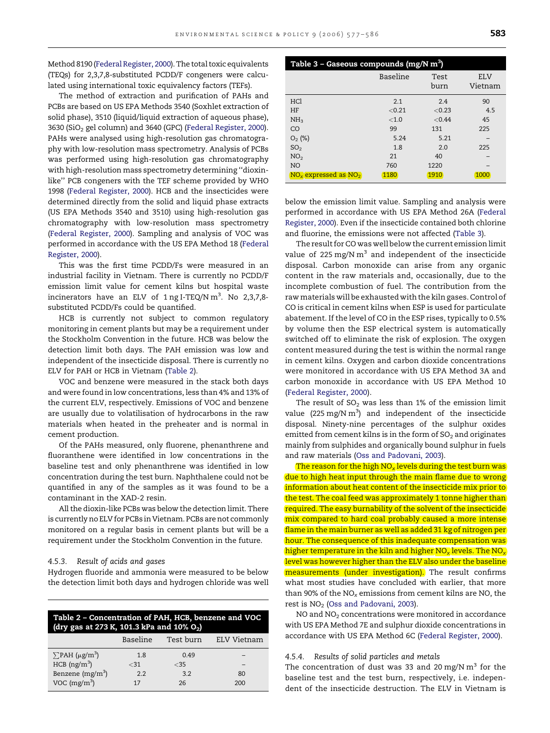Method 8190 (Federal Register, 2000). The total toxic equivalents (TEQs) for 2,3,7,8-substituted PCDD/F congeners were calculated using international toxic equivalency factors (TEFs).

The method of extraction and purification of PAHs and PCBs are based on US EPA Methods 3540 (Soxhlet extraction of solid phase), 3510 (liquid/liquid extraction of aqueous phase), 3630 ($SiO_2$ gel column) and 3640 (GPC) (Federal Register, 2000). PAHs were analysed using high-resolution gas chromatography with low-resolution mass spectrometry. Analysis of PCBs was performed using high-resolution gas chromatography with high-resolution mass spectrometry determining "dioxin-like" PCB congeners with the TEF scheme provided by WHO 1998 (Federal Register, 2000). HCB and the insecticides were determined directly from the solid and liquid phase extracts (US EPA Methods 3540 and 3510) using high-resolution gas chromatography with low-resolution mass spectrometry (Federal Register, 2000). Sampling and analysis of VOC was performed in accordance with the US EPA Method 18 (Federal Register, 2000).

This was the first time PCDD/Fs were measured in an industrial facility in Vietnam. There is currently no PCDD/F emission limit value for cement kilns but hospital waste incinerators have an ELV of 1 ng I-TEQ/N $m^3$. No 2,3,7,8-substituted PCDD/Fs could be quantified.

HCB is currently not subject to common regulatory monitoring in cement plants but may be a requirement under the Stockholm Convention in the future. HCB was below the detection limit both days. The PAH emission was low and independent of the insecticide disposal. There is currently no ELV for PAH or HCB in Vietnam (Table 2).

VOC and benzene were measured in the stack both days and were found in low concentrations, less than 4% and 13% of the current ELV, respectively. Emissions of VOC and benzene are usually due to volatilisation of hydrocarbons in the raw materials when heated in the preheater and is normal in cement production.

Of the PAHs measured, only fluorene, phenanthrene and fluoranthene were identified in low concentrations in the baseline test and only phenanthrene was identified in low concentration during the test burn. Naphthalene could not be quantified in any of the samples as it was found to be a contaminant in the XAD-2 resin.

All the dioxin-like PCBs was below the detection limit. There is currently no ELV for PCBs in Vietnam. PCBs are not commonly monitored on a regular basis in cement plants but will be a requirement under the Stockholm Convention in the future.

#### 4.5.3. Result of acids and gases

Hydrogen fluoride and ammonia were measured to be below the detection limit both days and hydrogen chloride was well below the emission limit value. Sampling and analysis were performed in accordance with US EPA Method 26A (Federal Register, 2000). Even if the insecticide contained both chlorine and fluorine, the emissions were not affected (Table 3).

**Table 2 – Concentration of PAH, HCB, benzene and VOC (dry gas at 273 K, 101.3 kPa and 10% $O_2$)**

| | Baseline | Test burn | ELV Vietnam |
|---|---|---|---|
| $\sum$PAH ($\mu g/m^3$) | 1.8 | 0.49 | – |
| HCB ($ng/m^3$) | <31 | <35 | – |
| Benzene ($mg/m^3$) | 2.2 | 3.2 | 80 |
| VOC ($mg/m^3$) | 17 | 26 | 200 |

**Table 3 – Gaseous compounds (mg/N $m^3$)**

| | Baseline | Test burn | ELV Vietnam |
|---|---|---|---|
| HCl | 2.1 | 2.4 | 90 |
| HF | <0.21 | <0.23 | 4.5 |
| $NH_3$ | <1.0 | <0.44 | 45 |
| CO | 99 | 131 | 225 |
| $O_2$ (%) | 5.24 | 5.21 | – |
| $SO_2$ | 1.8 | 2.0 | 225 |
| $NO_2$ | 21 | 40 | – |
| NO | 760 | 1220 | – |
| $NO_x$ expressed as $NO_2$ | 1180 | 1910 | 1000 |

The result for CO was well below the current emission limit value of 225 mg/N $m^3$ and independent of the insecticide disposal. Carbon monoxide can arise from any organic content in the raw materials and, occasionally, due to the incomplete combustion of fuel. The contribution from the raw materials will be exhausted with the kiln gases. Control of CO is critical in cement kilns when ESP is used for particulate abatement. If the level of CO in the ESP rises, typically to 0.5% by volume then the ESP electrical system is automatically switched off to eliminate the risk of explosion. The oxygen content measured during the test is within the normal range in cement kilns. Oxygen and carbon dioxide concentrations were monitored in accordance with US EPA Method 3A and carbon monoxide in accordance with US EPA Method 10 (Federal Register, 2000).

The result of $SO_2$ was less than 1% of the emission limit value (225 mg/N $m^3$) and independent of the insecticide disposal. Ninety-nine percentages of the sulphur oxides emitted from cement kilns is in the form of $SO_2$ and originates mainly from sulphides and organically bound sulphur in fuels and raw materials (Oss and Padovani, 2003).

The reason for the high $NO_x$ levels during the test burn was due to high heat input through the main flame due to wrong information about heat content of the insecticide mix prior to the test. The coal feed was approximately 1 tonne higher than required. The easy burnability of the solvent of the insecticide mix compared to hard coal probably caused a more intense flame in the main burner as well as added 31 kg of nitrogen per hour. The consequence of this inadequate compensation was higher temperature in the kiln and higher $NO_x$ levels. The $NO_x$ level was however higher than the ELV also under the baseline measurements (under investigation). The result confirms what most studies have concluded with earlier, that more than 90% of the $NO_x$ emissions from cement kilns are NO, the rest is $NO_2$ (Oss and Padovani, 2003).

NO and $NO_2$ concentrations were monitored in accordance with US EPA Method 7E and sulphur dioxide concentrations in accordance with US EPA Method 6C (Federal Register, 2000).

#### 4.5.4. Results of solid particles and metals

The concentration of dust was 33 and 20 mg/N $m^3$ for the baseline test and the test burn, respectively, i.e. independent of the insecticide destruction. The ELV in Vietnam is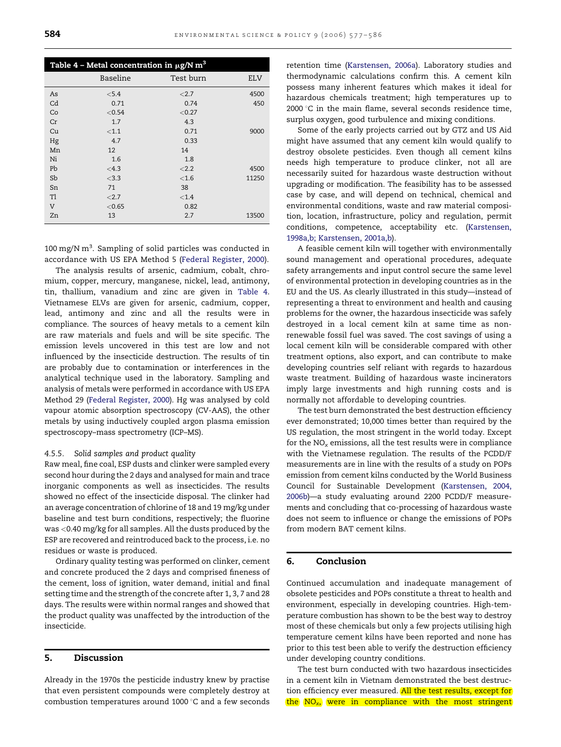**Table 4 – Metal concentration in μg/N m$^3$**

| | Baseline | Test burn | ELV |
|---|---|---|---|
| As | <5.4 | <2.7 | 4500 |
| Cd | 0.71 | 0.74 | 450 |
| Co | <0.54 | <0.27 | |
| Cr | 1.7 | 4.3 | |
| Cu | <1.1 | 0.71 | 9000 |
| Hg | 4.7 | 0.33 | |
| Mn | 12 | 14 | |
| Ni | 1.6 | 1.8 | |
| Pb | <4.3 | <2.2 | 4500 |
| Sb | <3.3 | <1.6 | 11250 |
| Sn | 71 | 38 | |
| Tl | <2.7 | <1.4 | |
| V | <0.65 | 0.82 | |
| Zn | 13 | 2.7 | 13500 |

100 mg/N m$^3$. Sampling of solid particles was conducted in accordance with US EPA Method 5 (Federal Register, 2000).

The analysis results of arsenic, cadmium, cobalt, chromium, copper, mercury, manganese, nickel, lead, antimony, tin, thallium, vanadium and zinc are given in Table 4. Vietnamese ELVs are given for arsenic, cadmium, copper, lead, antimony and zinc and all the results were in compliance. The sources of heavy metals to a cement kiln are raw materials and fuels and will be site specific. The emission levels uncovered in this test are low and not influenced by the insecticide destruction. The results of tin are probably due to contamination or interferences in the analytical technique used in the laboratory. Sampling and analysis of metals were performed in accordance with US EPA Method 29 (Federal Register, 2000). Hg was analysed by cold vapour atomic absorption spectroscopy (CV-AAS), the other metals by using inductively coupled argon plasma emission spectroscopy–mass spectrometry (ICP–MS).

#### 4.5.5. *Solid samples and product quality*

Raw meal, fine coal, ESP dusts and clinker were sampled every second hour during the 2 days and analysed for main and trace inorganic components as well as insecticides. The results showed no effect of the insecticide disposal. The clinker had an average concentration of chlorine of 18 and 19 mg/kg under baseline and test burn conditions, respectively; the fluorine was <0.40 mg/kg for all samples. All the dusts produced by the ESP are recovered and reintroduced back to the process, i.e. no residues or waste is produced.

Ordinary quality testing was performed on clinker, cement and concrete produced the 2 days and comprised fineness of the cement, loss of ignition, water demand, initial and final setting time and the strength of the concrete after 1, 3, 7 and 28 days. The results were within normal ranges and showed that the product quality was unaffected by the introduction of the insecticide.

## 5. Discussion

Already in the 1970s the pesticide industry knew by practise that even persistent compounds were completely destroy at combustion temperatures around 1000 °C and a few seconds retention time (Karstensen, 2006a). Laboratory studies and thermodynamic calculations confirm this. A cement kiln possess many inherent features which makes it ideal for hazardous chemicals treatment; high temperatures up to 2000 °C in the main flame, several seconds residence time, surplus oxygen, good turbulence and mixing conditions.

Some of the early projects carried out by GTZ and US Aid might have assumed that any cement kiln would qualify to destroy obsolete pesticides. Even though all cement kilns needs high temperature to produce clinker, not all are necessarily suited for hazardous waste destruction without upgrading or modification. The feasibility has to be assessed case by case, and will depend on technical, chemical and environmental conditions, waste and raw material composition, location, infrastructure, policy and regulation, permit conditions, competence, acceptability etc. (Karstensen, 1998a,b; Karstensen, 2001a,b).

A feasible cement kiln will together with environmentally sound management and operational procedures, adequate safety arrangements and input control secure the same level of environmental protection in developing countries as in the EU and the US. As clearly illustrated in this study—instead of representing a threat to environment and health and causing problems for the owner, the hazardous insecticide was safely destroyed in a local cement kiln at same time as non-renewable fossil fuel was saved. The cost savings of using a local cement kiln will be considerable compared with other treatment options, also export, and can contribute to make developing countries self reliant with regards to hazardous waste treatment. Building of hazardous waste incinerators imply large investments and high running costs and is normally not affordable to developing countries.

The test burn demonstrated the best destruction efficiency ever demonstrated; 10,000 times better than required by the US regulation, the most stringent in the world today. Except for the $NO_x$ emissions, all the test results were in compliance with the Vietnamese regulation. The results of the PCDD/F measurements are in line with the results of a study on POPs emission from cement kilns conducted by the World Business Council for Sustainable Development (Karstensen, 2004, 2006b)—a study evaluating around 2200 PCDD/F measurements and concluding that co-processing of hazardous waste does not seem to influence or change the emissions of POPs from modern BAT cement kilns.

## 6. Conclusion

Continued accumulation and inadequate management of obsolete pesticides and POPs constitute a threat to health and environment, especially in developing countries. High-temperature combustion has shown to be the best way to destroy most of these chemicals but only a few projects utilising high temperature cement kilns have been reported and none has prior to this test been able to verify the destruction efficiency under developing country conditions.

The test burn conducted with two hazardous insecticides in a cement kiln in Vietnam demonstrated the best destruction efficiency ever measured. All the test results, except for the $NO_x$, were in compliance with the most stringent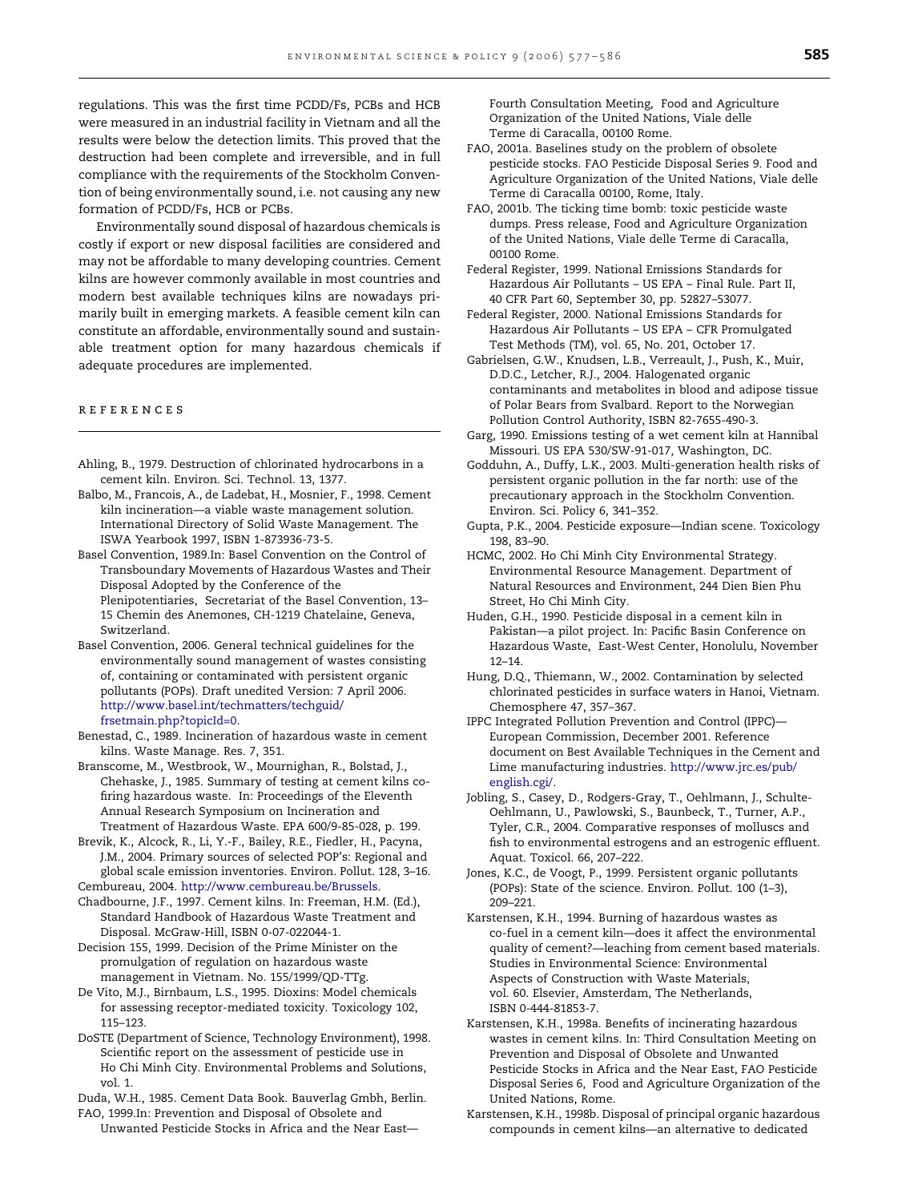regulations. This was the first time PCDD/Fs, PCBs and HCB were measured in an industrial facility in Vietnam and all the results were below the detection limits. This proved that the destruction had been complete and irreversible, and in full compliance with the requirements of the Stockholm Convention of being environmentally sound, i.e. not causing any new formation of PCDD/Fs, HCB or PCBs.

Environmentally sound disposal of hazardous chemicals is costly if export or new disposal facilities are considered and may not be affordable to many developing countries. Cement kilns are however commonly available in most countries and modern best available techniques kilns are nowadays primarily built in emerging markets. A feasible cement kiln can constitute an affordable, environmentally sound and sustainable treatment option for many hazardous chemicals if adequate procedures are implemented.

## REFERENCES

Ahling, B., 1979. Destruction of chlorinated hydrocarbons in a cement kiln. Environ. Sci. Technol. 13, 1377.

Balbo, M., Francois, A., de Ladebat, H., Mosnier, F., 1998. Cement kiln incineration—a viable waste management solution. International Directory of Solid Waste Management. The ISWA Yearbook 1997, ISBN 1-873936-73-5.

Basel Convention, 1989.In: Basel Convention on the Control of Transboundary Movements of Hazardous Wastes and Their Disposal Adopted by the Conference of the Plenipotentiaries, Secretariat of the Basel Convention, 13–15 Chemin des Anemones, CH-1219 Chatelaine, Geneva, Switzerland.

Basel Convention, 2006. General technical guidelines for the environmentally sound management of wastes consisting of, containing or contaminated with persistent organic pollutants (POPs). Draft unedited Version: 7 April 2006. http://www.basel.int/techmatters/techguid/frsetmain.php?topicId=0.

Benestad, C., 1989. Incineration of hazardous waste in cement kilns. Waste Manage. Res. 7, 351.

Branscome, M., Westbrook, W., Mournighan, R., Bolstad, J., Chehaske, J., 1985. Summary of testing at cement kilns co-firing hazardous waste. In: Proceedings of the Eleventh Annual Research Symposium on Incineration and Treatment of Hazardous Waste. EPA 600/9-85-028, p. 199.

Brevik, K., Alcock, R., Li, Y.-F., Bailey, R.E., Fiedler, H., Pacyna, J.M., 2004. Primary sources of selected POP's: Regional and global scale emission inventories. Environ. Pollut. 128, 3–16.

Cembureau, 2004. http://www.cembureau.be/Brussels.

Chadbourne, J.F., 1997. Cement kilns. In: Freeman, H.M. (Ed.), Standard Handbook of Hazardous Waste Treatment and Disposal. McGraw-Hill, ISBN 0-07-022044-1.

Decision 155, 1999. Decision of the Prime Minister on the promulgation of regulation on hazardous waste management in Vietnam. No. 155/1999/QD-TTg.

De Vito, M.J., Birnbaum, L.S., 1995. Dioxins: Model chemicals for assessing receptor-mediated toxicity. Toxicology 102, 115–123.

DoSTE (Department of Science, Technology Environment), 1998. Scientific report on the assessment of pesticide use in Ho Chi Minh City. Environmental Problems and Solutions, vol. 1.

Duda, W.H., 1985. Cement Data Book. Bauverlag Gmbh, Berlin.

FAO, 1999.In: Prevention and Disposal of Obsolete and Unwanted Pesticide Stocks in Africa and the Near East—Fourth Consultation Meeting, Food and Agriculture Organization of the United Nations, Viale delle Terme di Caracalla, 00100 Rome.

FAO, 2001a. Baselines study on the problem of obsolete pesticide stocks. FAO Pesticide Disposal Series 9. Food and Agriculture Organization of the United Nations, Viale delle Terme di Caracalla 00100, Rome, Italy.

FAO, 2001b. The ticking time bomb: toxic pesticide waste dumps. Press release, Food and Agriculture Organization of the United Nations, Viale delle Terme di Caracalla, 00100 Rome.

Federal Register, 1999. National Emissions Standards for Hazardous Air Pollutants – US EPA – Final Rule. Part II, 40 CFR Part 60, September 30, pp. 52827–53077.

Federal Register, 2000. National Emissions Standards for Hazardous Air Pollutants – US EPA – CFR Promulgated Test Methods (TM), vol. 65, No. 201, October 17.

Gabrielsen, G.W., Knudsen, L.B., Verreault, J., Push, K., Muir, D.D.C., Letcher, R.J., 2004. Halogenated organic contaminants and metabolites in blood and adipose tissue of Polar Bears from Svalbard. Report to the Norwegian Pollution Control Authority, ISBN 82-7655-490-3.

Garg, 1990. Emissions testing of a wet cement kiln at Hannibal Missouri. US EPA 530/SW-91-017, Washington, DC.

Godduhn, A., Duffy, L.K., 2003. Multi-generation health risks of persistent organic pollution in the far north: use of the precautionary approach in the Stockholm Convention. Environ. Sci. Policy 6, 341–352.

Gupta, P.K., 2004. Pesticide exposure—Indian scene. Toxicology 198, 83–90.

HCMC, 2002. Ho Chi Minh City Environmental Strategy. Environmental Resource Management. Department of Natural Resources and Environment, 244 Dien Bien Phu Street, Ho Chi Minh City.

Huden, G.H., 1990. Pesticide disposal in a cement kiln in Pakistan—a pilot project. In: Pacific Basin Conference on Hazardous Waste, East-West Center, Honolulu, November 12–14.

Hung, D.Q., Thiemann, W., 2002. Contamination by selected chlorinated pesticides in surface waters in Hanoi, Vietnam. Chemosphere 47, 357–367.

IPPC Integrated Pollution Prevention and Control (IPPC)—European Commission, December 2001. Reference document on Best Available Techniques in the Cement and Lime manufacturing industries. http://www.jrc.es/pub/english.cgi/.

Jobling, S., Casey, D., Rodgers-Gray, T., Oehlmann, J., Schulte-Oehlmann, U., Pawlowski, S., Baunbeck, T., Turner, A.P., Tyler, C.R., 2004. Comparative responses of molluscs and fish to environmental estrogens and an estrogenic effluent. Aquat. Toxicol. 66, 207–222.

Jones, K.C., de Voogt, P., 1999. Persistent organic pollutants (POPs): State of the science. Environ. Pollut. 100 (1–3), 209–221.

Karstensen, K.H., 1994. Burning of hazardous wastes as co-fuel in a cement kiln—does it affect the environmental quality of cement?—leaching from cement based materials. Studies in Environmental Science: Environmental Aspects of Construction with Waste Materials, vol. 60. Elsevier, Amsterdam, The Netherlands, ISBN 0-444-81853-7.

Karstensen, K.H., 1998a. Benefits of incinerating hazardous wastes in cement kilns. In: Third Consultation Meeting on Prevention and Disposal of Obsolete and Unwanted Pesticide Stocks in Africa and the Near East, FAO Pesticide Disposal Series 6, Food and Agriculture Organization of the United Nations, Rome.

Karstensen, K.H., 1998b. Disposal of principal organic hazardous compounds in cement kilns—an alternative to dedicated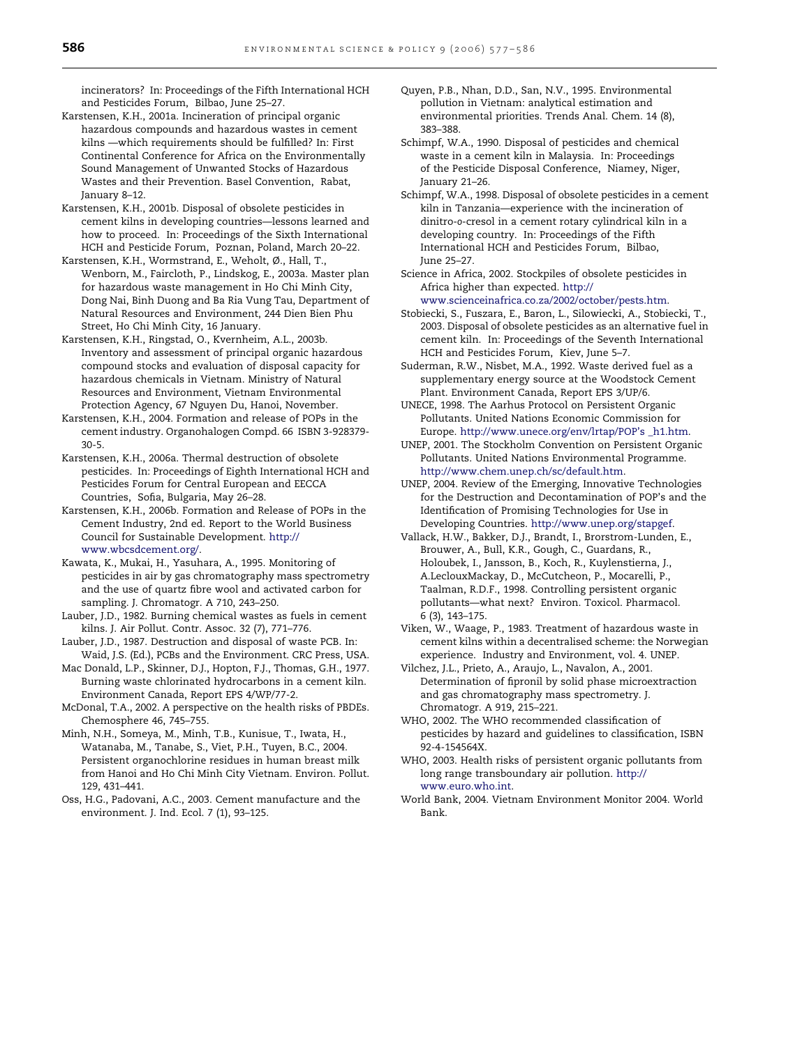incinerators? In: Proceedings of the Fifth International HCH and Pesticides Forum, Bilbao, June 25–27.

Karstensen, K.H., 2001a. Incineration of principal organic hazardous compounds and hazardous wastes in cement kilns —which requirements should be fulfilled? In: First Continental Conference for Africa on the Environmentally Sound Management of Unwanted Stocks of Hazardous Wastes and their Prevention. Basel Convention, Rabat, January 8–12.

Karstensen, K.H., 2001b. Disposal of obsolete pesticides in cement kilns in developing countries—lessons learned and how to proceed. In: Proceedings of the Sixth International HCH and Pesticide Forum, Poznan, Poland, March 20–22.

Karstensen, K.H., Wormstrand, E., Weholt, Ø., Hall, T., Wenborn, M., Faircloth, P., Lindskog, E., 2003a. Master plan for hazardous waste management in Ho Chi Minh City, Dong Nai, Binh Duong and Ba Ria Vung Tau, Department of Natural Resources and Environment, 244 Dien Bien Phu Street, Ho Chi Minh City, 16 January.

Karstensen, K.H., Ringstad, O., Kvernheim, A.L., 2003b. Inventory and assessment of principal organic hazardous compound stocks and evaluation of disposal capacity for hazardous chemicals in Vietnam. Ministry of Natural Resources and Environment, Vietnam Environmental Protection Agency, 67 Nguyen Du, Hanoi, November.

Karstensen, K.H., 2004. Formation and release of POPs in the cement industry. Organohalogen Compd. 66 ISBN 3-928379-30-5.

Karstensen, K.H., 2006a. Thermal destruction of obsolete pesticides. In: Proceedings of Eighth International HCH and Pesticides Forum for Central European and EECCA Countries, Sofia, Bulgaria, May 26–28.

Karstensen, K.H., 2006b. Formation and Release of POPs in the Cement Industry, 2nd ed. Report to the World Business Council for Sustainable Development. http://www.wbcsdcement.org/.

Kawata, K., Mukai, H., Yasuhara, A., 1995. Monitoring of pesticides in air by gas chromatography mass spectrometry and the use of quartz fibre wool and activated carbon for sampling. J. Chromatogr. A 710, 243–250.

Lauber, J.D., 1982. Burning chemical wastes as fuels in cement kilns. J. Air Pollut. Contr. Assoc. 32 (7), 771–776.

Lauber, J.D., 1987. Destruction and disposal of waste PCB. In: Waid, J.S. (Ed.), PCBs and the Environment. CRC Press, USA.

Mac Donald, L.P., Skinner, D.J., Hopton, F.J., Thomas, G.H., 1977. Burning waste chlorinated hydrocarbons in a cement kiln. Environment Canada, Report EPS 4/WP/77-2.

McDonal, T.A., 2002. A perspective on the health risks of PBDEs. Chemosphere 46, 745–755.

Minh, N.H., Someya, M., Minh, T.B., Kunisue, T., Iwata, H., Watanaba, M., Tanabe, S., Viet, P.H., Tuyen, B.C., 2004. Persistent organochlorine residues in human breast milk from Hanoi and Ho Chi Minh City Vietnam. Environ. Pollut. 129, 431–441.

Oss, H.G., Padovani, A.C., 2003. Cement manufacture and the environment. J. Ind. Ecol. 7 (1), 93–125.

Quyen, P.B., Nhan, D.D., San, N.V., 1995. Environmental pollution in Vietnam: analytical estimation and environmental priorities. Trends Anal. Chem. 14 (8), 383–388.

Schimpf, W.A., 1990. Disposal of pesticides and chemical waste in a cement kiln in Malaysia. In: Proceedings of the Pesticide Disposal Conference, Niamey, Niger, January 21–26.

Schimpf, W.A., 1998. Disposal of obsolete pesticides in a cement kiln in Tanzania—experience with the incineration of dinitro-o-cresol in a cement rotary cylindrical kiln in a developing country. In: Proceedings of the Fifth International HCH and Pesticides Forum, Bilbao, June 25–27.

Science in Africa, 2002. Stockpiles of obsolete pesticides in Africa higher than expected. http://www.scienceinafrica.co.za/2002/october/pests.htm.

Stobiecki, S., Fuszara, E., Baron, L., Silowiecki, A., Stobiecki, T., 2003. Disposal of obsolete pesticides as an alternative fuel in cement kiln. In: Proceedings of the Seventh International HCH and Pesticides Forum, Kiev, June 5–7.

Suderman, R.W., Nisbet, M.A., 1992. Waste derived fuel as a supplementary energy source at the Woodstock Cement Plant. Environment Canada, Report EPS 3/UP/6.

UNECE, 1998. The Aarhus Protocol on Persistent Organic Pollutants. United Nations Economic Commission for Europe. http://www.unece.org/env/lrtap/POP's _h1.htm.

UNEP, 2001. The Stockholm Convention on Persistent Organic Pollutants. United Nations Environmental Programme. http://www.chem.unep.ch/sc/default.htm.

UNEP, 2004. Review of the Emerging, Innovative Technologies for the Destruction and Decontamination of POP's and the Identification of Promising Technologies for Use in Developing Countries. http://www.unep.org/stapgef.

Vallack, H.W., Bakker, D.J., Brandt, I., Brorstrom-Lunden, E., Brouwer, A., Bull, K.R., Gough, C., Guardans, R., Holoubek, I., Jansson, B., Koch, R., Kuylenstierna, J., A.LeclouxMackay, D., McCutcheon, P., Mocarelli, P., Taalman, R.D.F., 1998. Controlling persistent organic pollutants—what next? Environ. Toxicol. Pharmacol. 6 (3), 143–175.

Viken, W., Waage, P., 1983. Treatment of hazardous waste in cement kilns within a decentralised scheme: the Norwegian experience. Industry and Environment, vol. 4. UNEP.

Vilchez, J.L., Prieto, A., Araujo, L., Navalon, A., 2001. Determination of fipronil by solid phase microextraction and gas chromatography mass spectrometry. J. Chromatogr. A 919, 215–221.

WHO, 2002. The WHO recommended classification of pesticides by hazard and guidelines to classification, ISBN 92-4-154564X.

WHO, 2003. Health risks of persistent organic pollutants from long range transboundary air pollution. http://www.euro.who.int.

World Bank, 2004. Vietnam Environment Monitor 2004. World Bank.